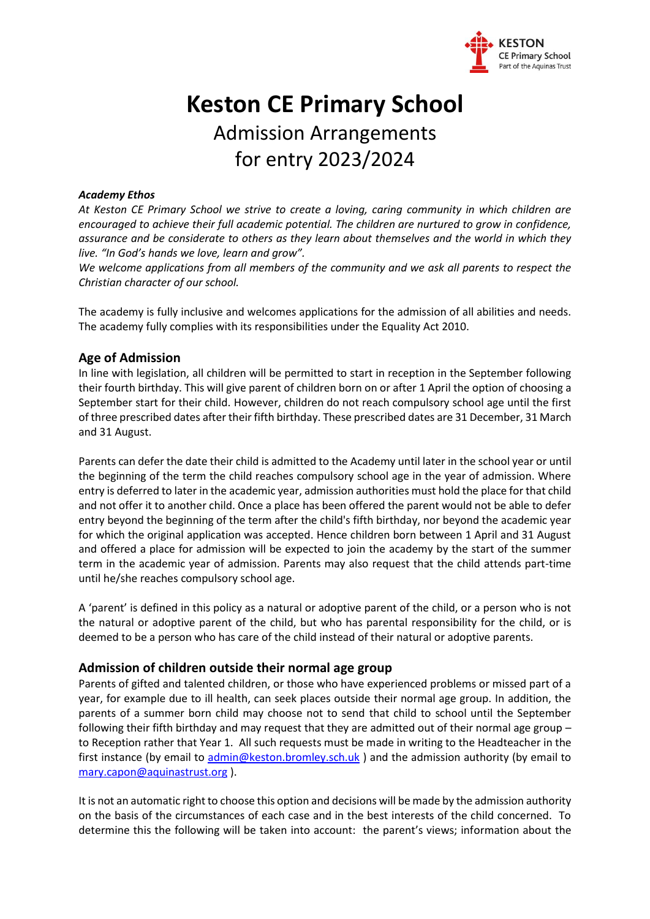# Keston CE Primary School

Admission Arrangements
for entry 2023/2024

***Academy Ethos***

*At Keston CE Primary School we strive to create a loving, caring community in which children are encouraged to achieve their full academic potential. The children are nurtured to grow in confidence, assurance and be considerate to others as they learn about themselves and the world in which they live. "In God's hands we love, learn and grow".*

*We welcome applications from all members of the community and we ask all parents to respect the Christian character of our school.*

The academy is fully inclusive and welcomes applications for the admission of all abilities and needs. The academy fully complies with its responsibilities under the Equality Act 2010.

## Age of Admission

In line with legislation, all children will be permitted to start in reception in the September following their fourth birthday. This will give parent of children born on or after 1 April the option of choosing a September start for their child. However, children do not reach compulsory school age until the first of three prescribed dates after their fifth birthday. These prescribed dates are 31 December, 31 March and 31 August.

Parents can defer the date their child is admitted to the Academy until later in the school year or until the beginning of the term the child reaches compulsory school age in the year of admission. Where entry is deferred to later in the academic year, admission authorities must hold the place for that child and not offer it to another child. Once a place has been offered the parent would not be able to defer entry beyond the beginning of the term after the child's fifth birthday, nor beyond the academic year for which the original application was accepted. Hence children born between 1 April and 31 August and offered a place for admission will be expected to join the academy by the start of the summer term in the academic year of admission. Parents may also request that the child attends part-time until he/she reaches compulsory school age.

A 'parent' is defined in this policy as a natural or adoptive parent of the child, or a person who is not the natural or adoptive parent of the child, but who has parental responsibility for the child, or is deemed to be a person who has care of the child instead of their natural or adoptive parents.

## Admission of children outside their normal age group

Parents of gifted and talented children, or those who have experienced problems or missed part of a year, for example due to ill health, can seek places outside their normal age group. In addition, the parents of a summer born child may choose not to send that child to school until the September following their fifth birthday and may request that they are admitted out of their normal age group – to Reception rather that Year 1. All such requests must be made in writing to the Headteacher in the first instance (by email to admin@keston.bromley.sch.uk ) and the admission authority (by email to mary.capon@aquinastrust.org ).

It is not an automatic right to choose this option and decisions will be made by the admission authority on the basis of the circumstances of each case and in the best interests of the child concerned. To determine this the following will be taken into account: the parent's views; information about the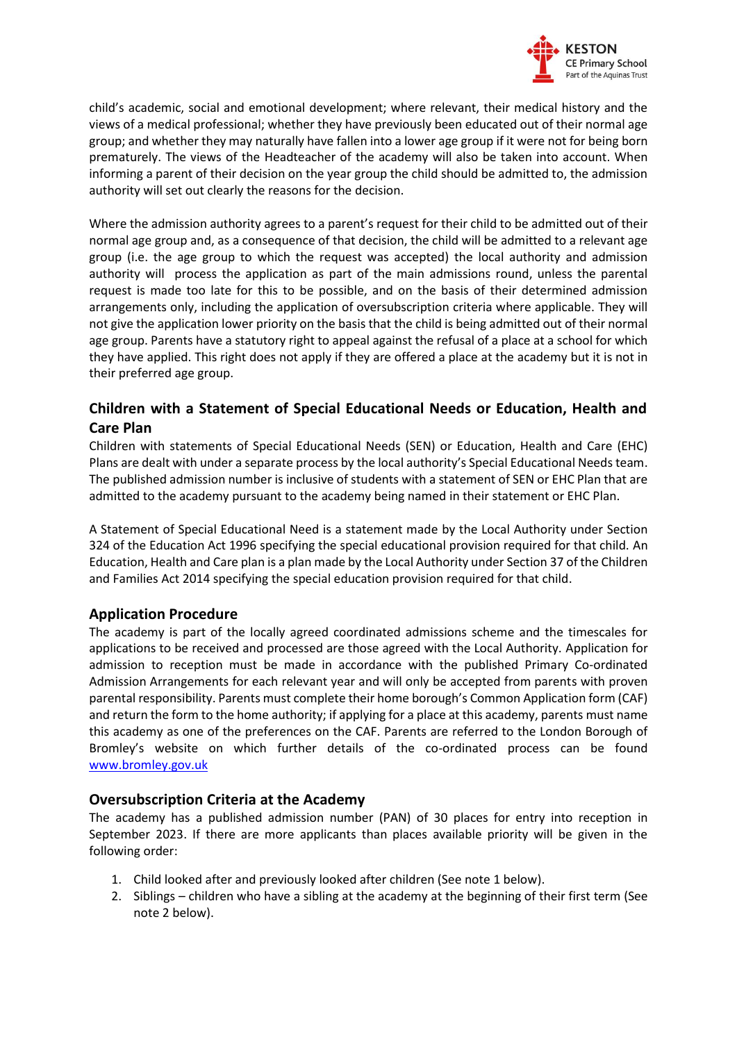child's academic, social and emotional development; where relevant, their medical history and the views of a medical professional; whether they have previously been educated out of their normal age group; and whether they may naturally have fallen into a lower age group if it were not for being born prematurely. The views of the Headteacher of the academy will also be taken into account. When informing a parent of their decision on the year group the child should be admitted to, the admission authority will set out clearly the reasons for the decision.

Where the admission authority agrees to a parent's request for their child to be admitted out of their normal age group and, as a consequence of that decision, the child will be admitted to a relevant age group (i.e. the age group to which the request was accepted) the local authority and admission authority will process the application as part of the main admissions round, unless the parental request is made too late for this to be possible, and on the basis of their determined admission arrangements only, including the application of oversubscription criteria where applicable. They will not give the application lower priority on the basis that the child is being admitted out of their normal age group. Parents have a statutory right to appeal against the refusal of a place at a school for which they have applied. This right does not apply if they are offered a place at the academy but it is not in their preferred age group.

## Children with a Statement of Special Educational Needs or Education, Health and Care Plan

Children with statements of Special Educational Needs (SEN) or Education, Health and Care (EHC) Plans are dealt with under a separate process by the local authority's Special Educational Needs team. The published admission number is inclusive of students with a statement of SEN or EHC Plan that are admitted to the academy pursuant to the academy being named in their statement or EHC Plan.

A Statement of Special Educational Need is a statement made by the Local Authority under Section 324 of the Education Act 1996 specifying the special educational provision required for that child. An Education, Health and Care plan is a plan made by the Local Authority under Section 37 of the Children and Families Act 2014 specifying the special education provision required for that child.

## Application Procedure

The academy is part of the locally agreed coordinated admissions scheme and the timescales for applications to be received and processed are those agreed with the Local Authority. Application for admission to reception must be made in accordance with the published Primary Co-ordinated Admission Arrangements for each relevant year and will only be accepted from parents with proven parental responsibility. Parents must complete their home borough's Common Application form (CAF) and return the form to the home authority; if applying for a place at this academy, parents must name this academy as one of the preferences on the CAF. Parents are referred to the London Borough of Bromley's website on which further details of the co-ordinated process can be found [www.bromley.gov.uk](http://www.bromley.gov.uk)

## Oversubscription Criteria at the Academy

The academy has a published admission number (PAN) of 30 places for entry into reception in September 2023. If there are more applicants than places available priority will be given in the following order:

1. Child looked after and previously looked after children (See note 1 below).
2. Siblings – children who have a sibling at the academy at the beginning of their first term (See note 2 below).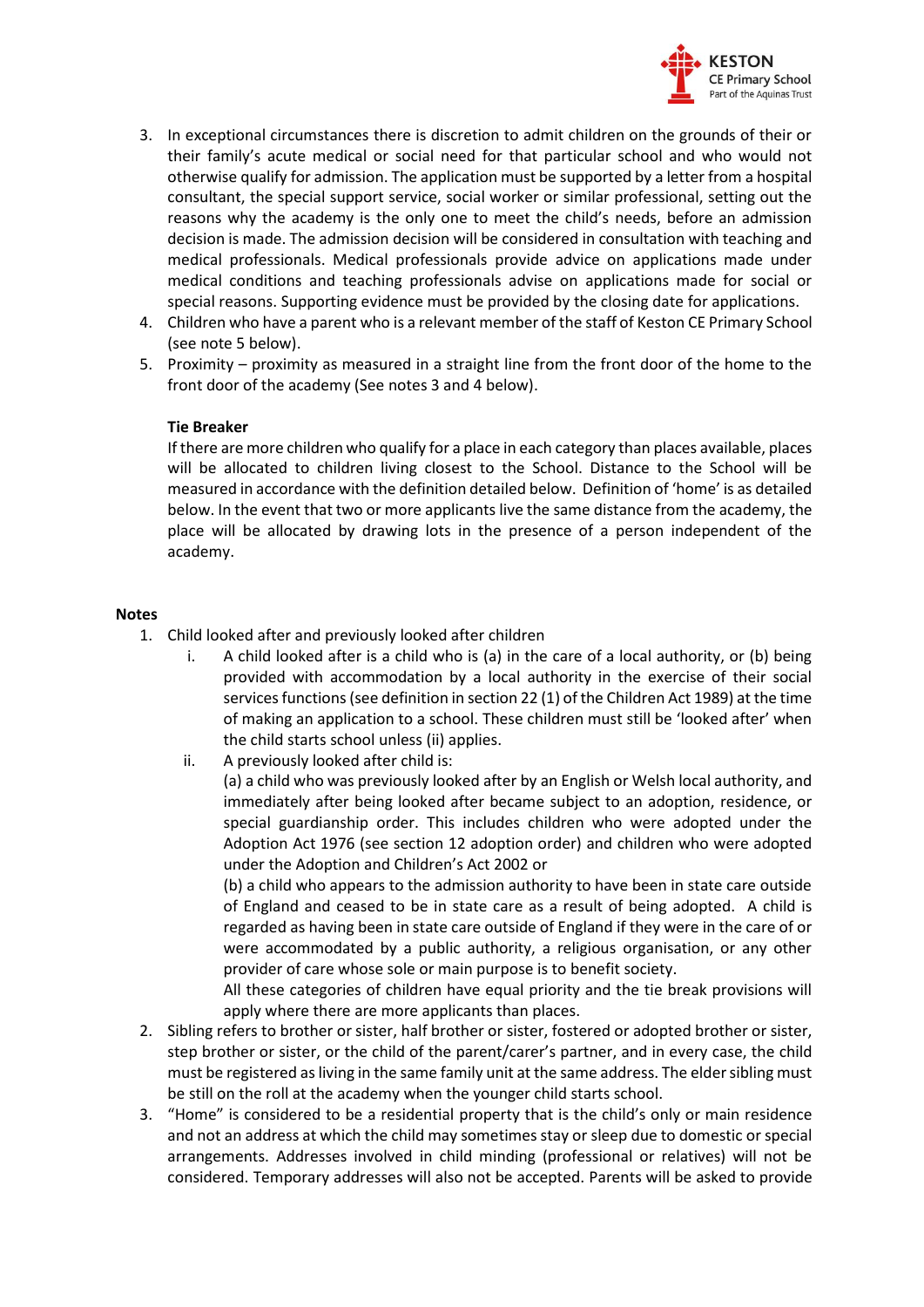3. In exceptional circumstances there is discretion to admit children on the grounds of their or their family's acute medical or social need for that particular school and who would not otherwise qualify for admission. The application must be supported by a letter from a hospital consultant, the special support service, social worker or similar professional, setting out the reasons why the academy is the only one to meet the child's needs, before an admission decision is made. The admission decision will be considered in consultation with teaching and medical professionals. Medical professionals provide advice on applications made under medical conditions and teaching professionals advise on applications made for social or special reasons. Supporting evidence must be provided by the closing date for applications.
4. Children who have a parent who is a relevant member of the staff of Keston CE Primary School (see note 5 below).
5. Proximity – proximity as measured in a straight line from the front door of the home to the front door of the academy (See notes 3 and 4 below).

**Tie Breaker**

If there are more children who qualify for a place in each category than places available, places will be allocated to children living closest to the School. Distance to the School will be measured in accordance with the definition detailed below. Definition of 'home' is as detailed below. In the event that two or more applicants live the same distance from the academy, the place will be allocated by drawing lots in the presence of a person independent of the academy.

**Notes**

1. Child looked after and previously looked after children
   i. A child looked after is a child who is (a) in the care of a local authority, or (b) being provided with accommodation by a local authority in the exercise of their social services functions (see definition in section 22 (1) of the Children Act 1989) at the time of making an application to a school. These children must still be 'looked after' when the child starts school unless (ii) applies.
   ii. A previously looked after child is:
   (a) a child who was previously looked after by an English or Welsh local authority, and immediately after being looked after became subject to an adoption, residence, or special guardianship order. This includes children who were adopted under the Adoption Act 1976 (see section 12 adoption order) and children who were adopted under the Adoption and Children's Act 2002 or
   (b) a child who appears to the admission authority to have been in state care outside of England and ceased to be in state care as a result of being adopted. A child is regarded as having been in state care outside of England if they were in the care of or were accommodated by a public authority, a religious organisation, or any other provider of care whose sole or main purpose is to benefit society.
   All these categories of children have equal priority and the tie break provisions will apply where there are more applicants than places.
2. Sibling refers to brother or sister, half brother or sister, fostered or adopted brother or sister, step brother or sister, or the child of the parent/carer's partner, and in every case, the child must be registered as living in the same family unit at the same address. The elder sibling must be still on the roll at the academy when the younger child starts school.
3. "Home" is considered to be a residential property that is the child's only or main residence and not an address at which the child may sometimes stay or sleep due to domestic or special arrangements. Addresses involved in child minding (professional or relatives) will not be considered. Temporary addresses will also not be accepted. Parents will be asked to provide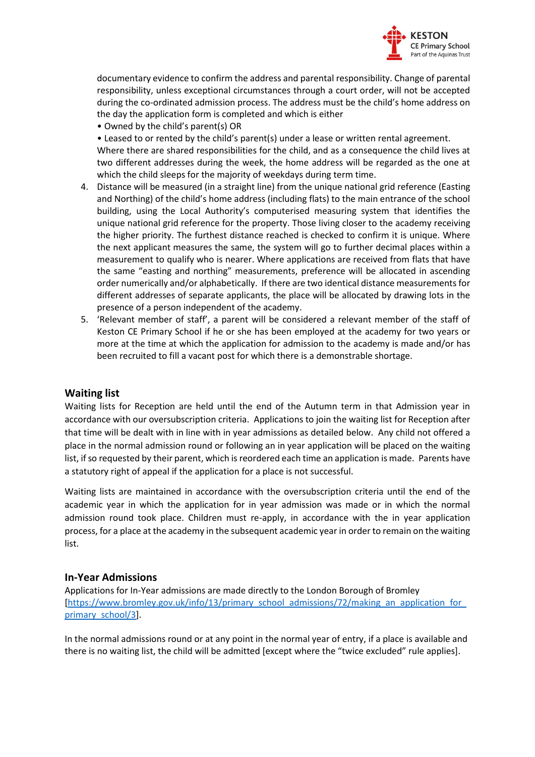documentary evidence to confirm the address and parental responsibility. Change of parental responsibility, unless exceptional circumstances through a court order, will not be accepted during the co-ordinated admission process. The address must be the child's home address on the day the application form is completed and which is either

• Owned by the child's parent(s) OR

• Leased to or rented by the child's parent(s) under a lease or written rental agreement.

Where there are shared responsibilities for the child, and as a consequence the child lives at two different addresses during the week, the home address will be regarded as the one at which the child sleeps for the majority of weekdays during term time.

4. Distance will be measured (in a straight line) from the unique national grid reference (Easting and Northing) of the child's home address (including flats) to the main entrance of the school building, using the Local Authority's computerised measuring system that identifies the unique national grid reference for the property. Those living closer to the academy receiving the higher priority. The furthest distance reached is checked to confirm it is unique. Where the next applicant measures the same, the system will go to further decimal places within a measurement to qualify who is nearer. Where applications are received from flats that have the same "easting and northing" measurements, preference will be allocated in ascending order numerically and/or alphabetically. If there are two identical distance measurements for different addresses of separate applicants, the place will be allocated by drawing lots in the presence of a person independent of the academy.
5. 'Relevant member of staff', a parent will be considered a relevant member of the staff of Keston CE Primary School if he or she has been employed at the academy for two years or more at the time at which the application for admission to the academy is made and/or has been recruited to fill a vacant post for which there is a demonstrable shortage.

## Waiting list

Waiting lists for Reception are held until the end of the Autumn term in that Admission year in accordance with our oversubscription criteria. Applications to join the waiting list for Reception after that time will be dealt with in line with in year admissions as detailed below. Any child not offered a place in the normal admission round or following an in year application will be placed on the waiting list, if so requested by their parent, which is reordered each time an application is made. Parents have a statutory right of appeal if the application for a place is not successful.

Waiting lists are maintained in accordance with the oversubscription criteria until the end of the academic year in which the application for in year admission was made or in which the normal admission round took place. Children must re-apply, in accordance with the in year application process, for a place at the academy in the subsequent academic year in order to remain on the waiting list.

## In-Year Admissions

Applications for In-Year admissions are made directly to the London Borough of Bromley [https://www.bromley.gov.uk/info/13/primary_school_admissions/72/making_an_application_for_primary_school/3].

In the normal admissions round or at any point in the normal year of entry, if a place is available and there is no waiting list, the child will be admitted [except where the "twice excluded" rule applies].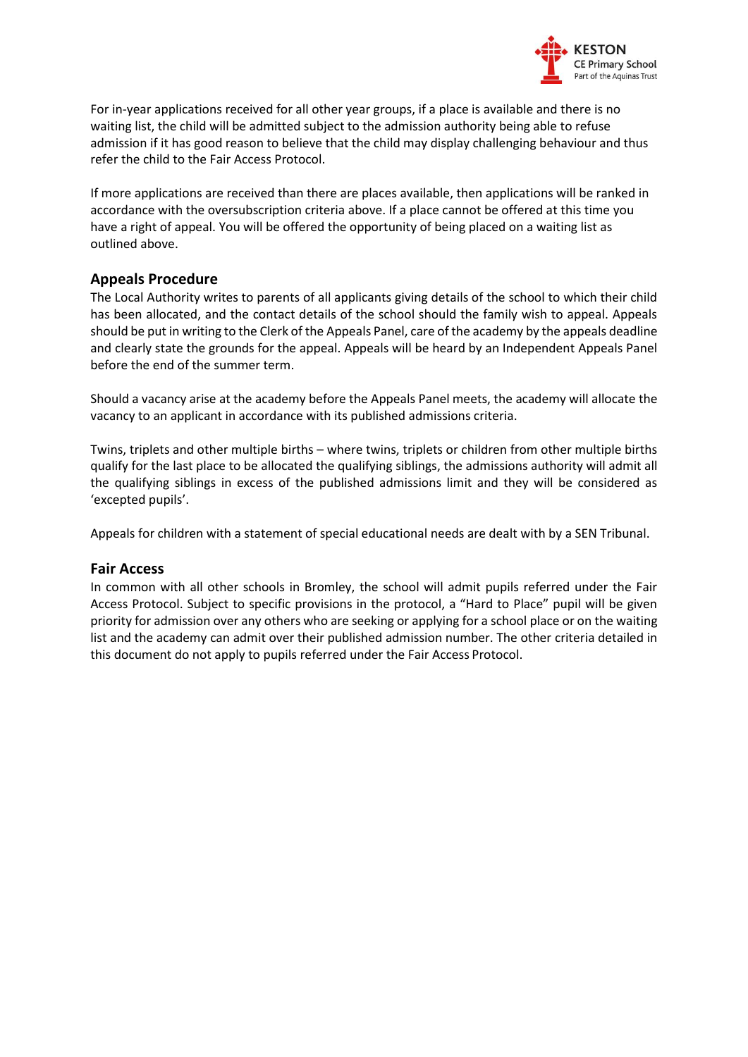For in-year applications received for all other year groups, if a place is available and there is no waiting list, the child will be admitted subject to the admission authority being able to refuse admission if it has good reason to believe that the child may display challenging behaviour and thus refer the child to the Fair Access Protocol.

If more applications are received than there are places available, then applications will be ranked in accordance with the oversubscription criteria above. If a place cannot be offered at this time you have a right of appeal. You will be offered the opportunity of being placed on a waiting list as outlined above.

## Appeals Procedure

The Local Authority writes to parents of all applicants giving details of the school to which their child has been allocated, and the contact details of the school should the family wish to appeal. Appeals should be put in writing to the Clerk of the Appeals Panel, care of the academy by the appeals deadline and clearly state the grounds for the appeal. Appeals will be heard by an Independent Appeals Panel before the end of the summer term.

Should a vacancy arise at the academy before the Appeals Panel meets, the academy will allocate the vacancy to an applicant in accordance with its published admissions criteria.

Twins, triplets and other multiple births – where twins, triplets or children from other multiple births qualify for the last place to be allocated the qualifying siblings, the admissions authority will admit all the qualifying siblings in excess of the published admissions limit and they will be considered as 'excepted pupils'.

Appeals for children with a statement of special educational needs are dealt with by a SEN Tribunal.

## Fair Access

In common with all other schools in Bromley, the school will admit pupils referred under the Fair Access Protocol. Subject to specific provisions in the protocol, a "Hard to Place" pupil will be given priority for admission over any others who are seeking or applying for a school place or on the waiting list and the academy can admit over their published admission number. The other criteria detailed in this document do not apply to pupils referred under the Fair Access Protocol.